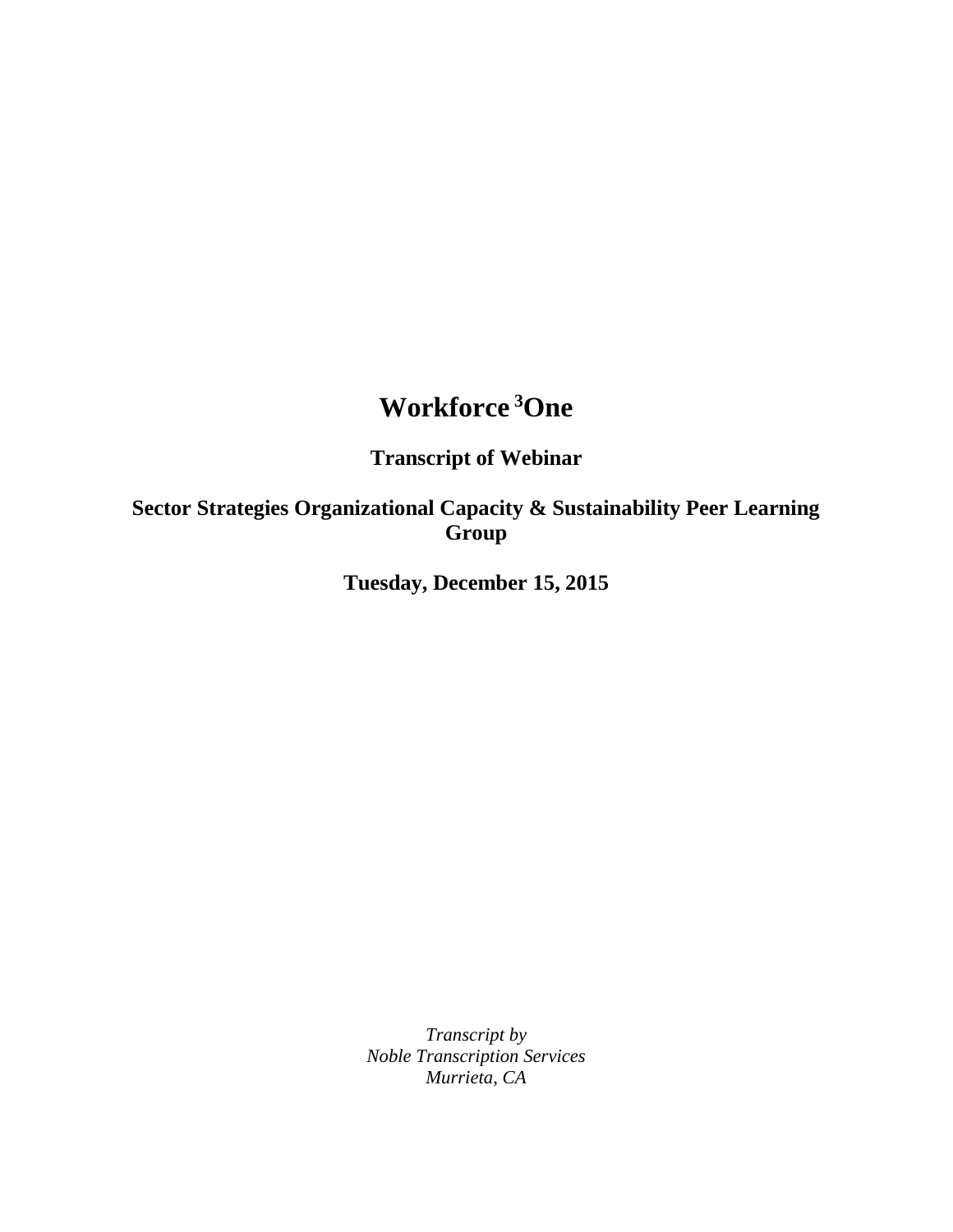# Workforce [3]One

## Transcript of Webinar

## Sector Strategies Organizational Capacity & Sustainability Peer Learning Group

## Tuesday, December 15, 2015

*Transcript by*
*Noble Transcription Services*
*Murrieta, CA*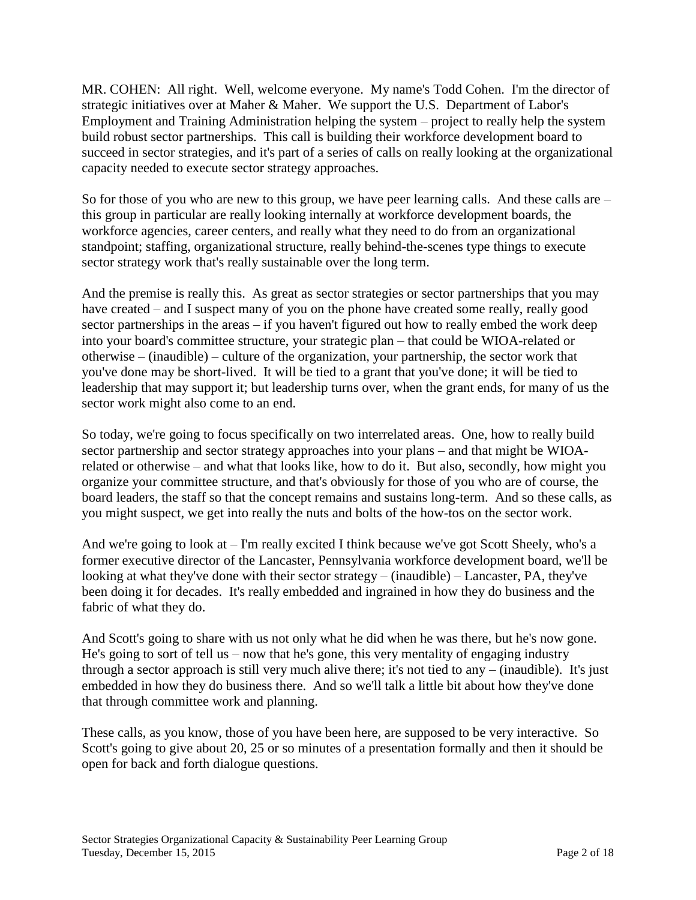MR. COHEN: All right. Well, welcome everyone. My name's Todd Cohen. I'm the director of strategic initiatives over at Maher & Maher. We support the U.S. Department of Labor's Employment and Training Administration helping the system – project to really help the system build robust sector partnerships. This call is building their workforce development board to succeed in sector strategies, and it's part of a series of calls on really looking at the organizational capacity needed to execute sector strategy approaches.

So for those of you who are new to this group, we have peer learning calls. And these calls are – this group in particular are really looking internally at workforce development boards, the workforce agencies, career centers, and really what they need to do from an organizational standpoint; staffing, organizational structure, really behind-the-scenes type things to execute sector strategy work that's really sustainable over the long term.

And the premise is really this. As great as sector strategies or sector partnerships that you may have created – and I suspect many of you on the phone have created some really, really good sector partnerships in the areas – if you haven't figured out how to really embed the work deep into your board's committee structure, your strategic plan – that could be WIOA-related or otherwise – (inaudible) – culture of the organization, your partnership, the sector work that you've done may be short-lived. It will be tied to a grant that you've done; it will be tied to leadership that may support it; but leadership turns over, when the grant ends, for many of us the sector work might also come to an end.

So today, we're going to focus specifically on two interrelated areas. One, how to really build sector partnership and sector strategy approaches into your plans – and that might be WIOA-related or otherwise – and what that looks like, how to do it. But also, secondly, how might you organize your committee structure, and that's obviously for those of you who are of course, the board leaders, the staff so that the concept remains and sustains long-term. And so these calls, as you might suspect, we get into really the nuts and bolts of the how-tos on the sector work.

And we're going to look at – I'm really excited I think because we've got Scott Sheely, who's a former executive director of the Lancaster, Pennsylvania workforce development board, we'll be looking at what they've done with their sector strategy – (inaudible) – Lancaster, PA, they've been doing it for decades. It's really embedded and ingrained in how they do business and the fabric of what they do.

And Scott's going to share with us not only what he did when he was there, but he's now gone. He's going to sort of tell us – now that he's gone, this very mentality of engaging industry through a sector approach is still very much alive there; it's not tied to any – (inaudible). It's just embedded in how they do business there. And so we'll talk a little bit about how they've done that through committee work and planning.

These calls, as you know, those of you have been here, are supposed to be very interactive. So Scott's going to give about 20, 25 or so minutes of a presentation formally and then it should be open for back and forth dialogue questions.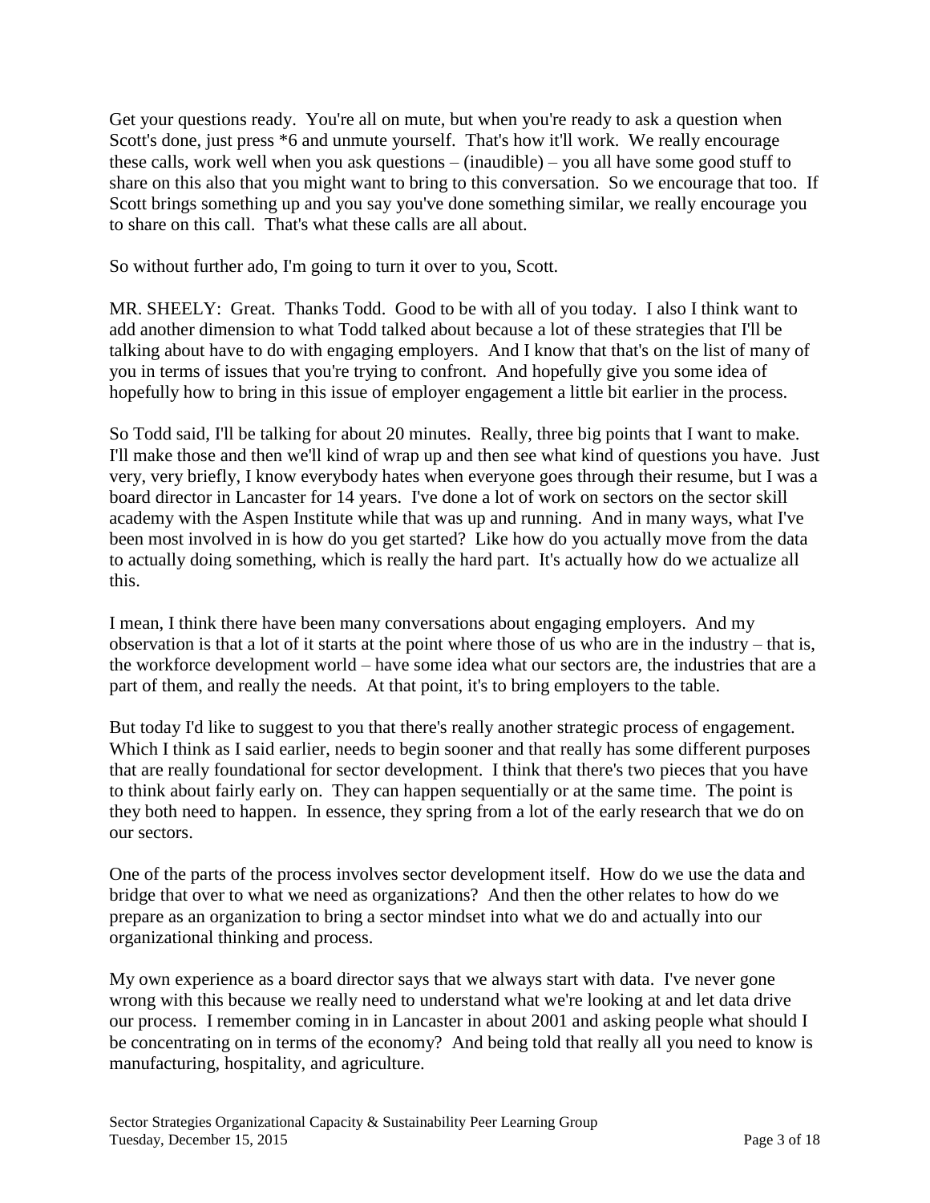Get your questions ready. You're all on mute, but when you're ready to ask a question when Scott's done, just press *6 and unmute yourself. That's how it'll work. We really encourage these calls, work well when you ask questions – (inaudible) – you all have some good stuff to share on this also that you might want to bring to this conversation. So we encourage that too. If Scott brings something up and you say you've done something similar, we really encourage you to share on this call. That's what these calls are all about.

So without further ado, I'm going to turn it over to you, Scott.

MR. SHEELY: Great. Thanks Todd. Good to be with all of you today. I also I think want to add another dimension to what Todd talked about because a lot of these strategies that I'll be talking about have to do with engaging employers. And I know that that's on the list of many of you in terms of issues that you're trying to confront. And hopefully give you some idea of hopefully how to bring in this issue of employer engagement a little bit earlier in the process.

So Todd said, I'll be talking for about 20 minutes. Really, three big points that I want to make. I'll make those and then we'll kind of wrap up and then see what kind of questions you have. Just very, very briefly, I know everybody hates when everyone goes through their resume, but I was a board director in Lancaster for 14 years. I've done a lot of work on sectors on the sector skill academy with the Aspen Institute while that was up and running. And in many ways, what I've been most involved in is how do you get started? Like how do you actually move from the data to actually doing something, which is really the hard part. It's actually how do we actualize all this.

I mean, I think there have been many conversations about engaging employers. And my observation is that a lot of it starts at the point where those of us who are in the industry – that is, the workforce development world – have some idea what our sectors are, the industries that are a part of them, and really the needs. At that point, it's to bring employers to the table.

But today I'd like to suggest to you that there's really another strategic process of engagement. Which I think as I said earlier, needs to begin sooner and that really has some different purposes that are really foundational for sector development. I think that there's two pieces that you have to think about fairly early on. They can happen sequentially or at the same time. The point is they both need to happen. In essence, they spring from a lot of the early research that we do on our sectors.

One of the parts of the process involves sector development itself. How do we use the data and bridge that over to what we need as organizations? And then the other relates to how do we prepare as an organization to bring a sector mindset into what we do and actually into our organizational thinking and process.

My own experience as a board director says that we always start with data. I've never gone wrong with this because we really need to understand what we're looking at and let data drive our process. I remember coming in in Lancaster in about 2001 and asking people what should I be concentrating on in terms of the economy? And being told that really all you need to know is manufacturing, hospitality, and agriculture.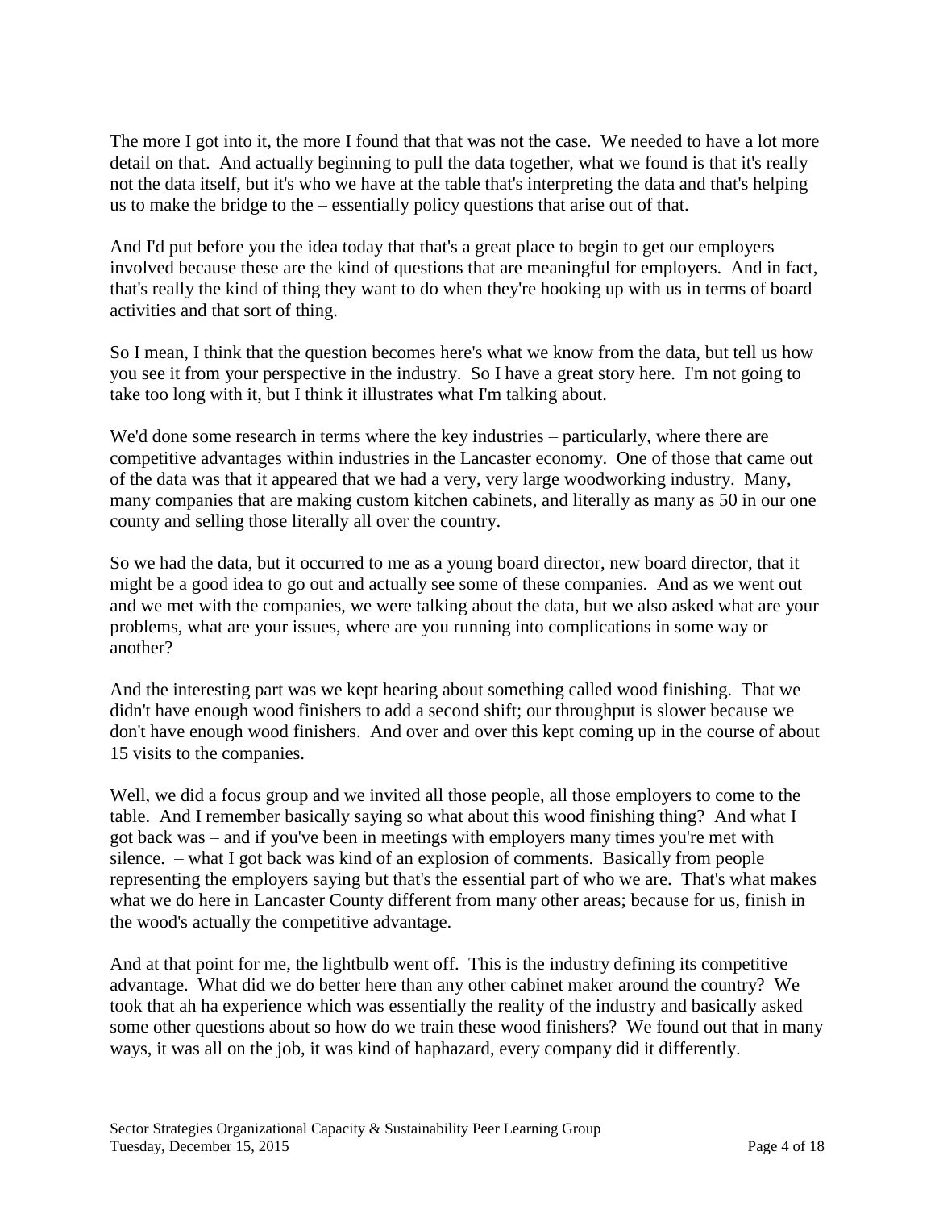The more I got into it, the more I found that that was not the case. We needed to have a lot more detail on that. And actually beginning to pull the data together, what we found is that it's really not the data itself, but it's who we have at the table that's interpreting the data and that's helping us to make the bridge to the – essentially policy questions that arise out of that.

And I'd put before you the idea today that that's a great place to begin to get our employers involved because these are the kind of questions that are meaningful for employers. And in fact, that's really the kind of thing they want to do when they're hooking up with us in terms of board activities and that sort of thing.

So I mean, I think that the question becomes here's what we know from the data, but tell us how you see it from your perspective in the industry. So I have a great story here. I'm not going to take too long with it, but I think it illustrates what I'm talking about.

We'd done some research in terms where the key industries – particularly, where there are competitive advantages within industries in the Lancaster economy. One of those that came out of the data was that it appeared that we had a very, very large woodworking industry. Many, many companies that are making custom kitchen cabinets, and literally as many as 50 in our one county and selling those literally all over the country.

So we had the data, but it occurred to me as a young board director, new board director, that it might be a good idea to go out and actually see some of these companies. And as we went out and we met with the companies, we were talking about the data, but we also asked what are your problems, what are your issues, where are you running into complications in some way or another?

And the interesting part was we kept hearing about something called wood finishing. That we didn't have enough wood finishers to add a second shift; our throughput is slower because we don't have enough wood finishers. And over and over this kept coming up in the course of about 15 visits to the companies.

Well, we did a focus group and we invited all those people, all those employers to come to the table. And I remember basically saying so what about this wood finishing thing? And what I got back was – and if you've been in meetings with employers many times you're met with silence. – what I got back was kind of an explosion of comments. Basically from people representing the employers saying but that's the essential part of who we are. That's what makes what we do here in Lancaster County different from many other areas; because for us, finish in the wood's actually the competitive advantage.

And at that point for me, the lightbulb went off. This is the industry defining its competitive advantage. What did we do better here than any other cabinet maker around the country? We took that ah ha experience which was essentially the reality of the industry and basically asked some other questions about so how do we train these wood finishers? We found out that in many ways, it was all on the job, it was kind of haphazard, every company did it differently.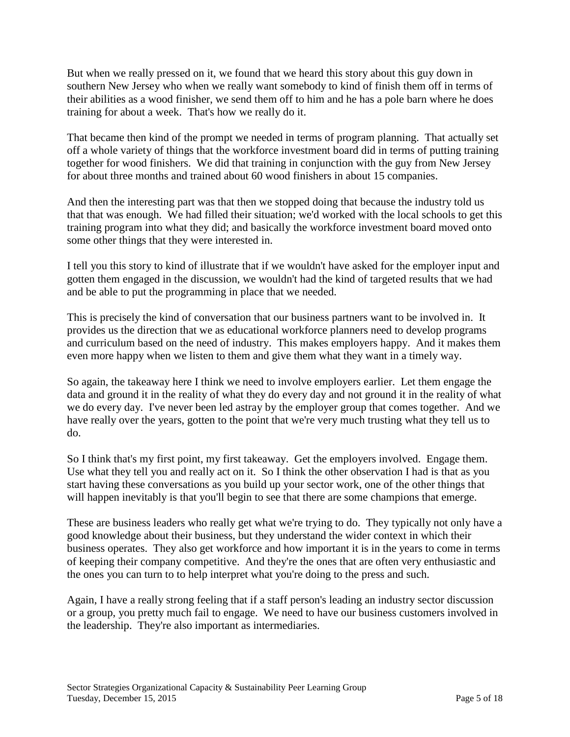But when we really pressed on it, we found that we heard this story about this guy down in southern New Jersey who when we really want somebody to kind of finish them off in terms of their abilities as a wood finisher, we send them off to him and he has a pole barn where he does training for about a week. That's how we really do it.

That became then kind of the prompt we needed in terms of program planning. That actually set off a whole variety of things that the workforce investment board did in terms of putting training together for wood finishers. We did that training in conjunction with the guy from New Jersey for about three months and trained about 60 wood finishers in about 15 companies.

And then the interesting part was that then we stopped doing that because the industry told us that that was enough. We had filled their situation; we'd worked with the local schools to get this training program into what they did; and basically the workforce investment board moved onto some other things that they were interested in.

I tell you this story to kind of illustrate that if we wouldn't have asked for the employer input and gotten them engaged in the discussion, we wouldn't had the kind of targeted results that we had and be able to put the programming in place that we needed.

This is precisely the kind of conversation that our business partners want to be involved in. It provides us the direction that we as educational workforce planners need to develop programs and curriculum based on the need of industry. This makes employers happy. And it makes them even more happy when we listen to them and give them what they want in a timely way.

So again, the takeaway here I think we need to involve employers earlier. Let them engage the data and ground it in the reality of what they do every day and not ground it in the reality of what we do every day. I've never been led astray by the employer group that comes together. And we have really over the years, gotten to the point that we're very much trusting what they tell us to do.

So I think that's my first point, my first takeaway. Get the employers involved. Engage them. Use what they tell you and really act on it. So I think the other observation I had is that as you start having these conversations as you build up your sector work, one of the other things that will happen inevitably is that you'll begin to see that there are some champions that emerge.

These are business leaders who really get what we're trying to do. They typically not only have a good knowledge about their business, but they understand the wider context in which their business operates. They also get workforce and how important it is in the years to come in terms of keeping their company competitive. And they're the ones that are often very enthusiastic and the ones you can turn to to help interpret what you're doing to the press and such.

Again, I have a really strong feeling that if a staff person's leading an industry sector discussion or a group, you pretty much fail to engage. We need to have our business customers involved in the leadership. They're also important as intermediaries.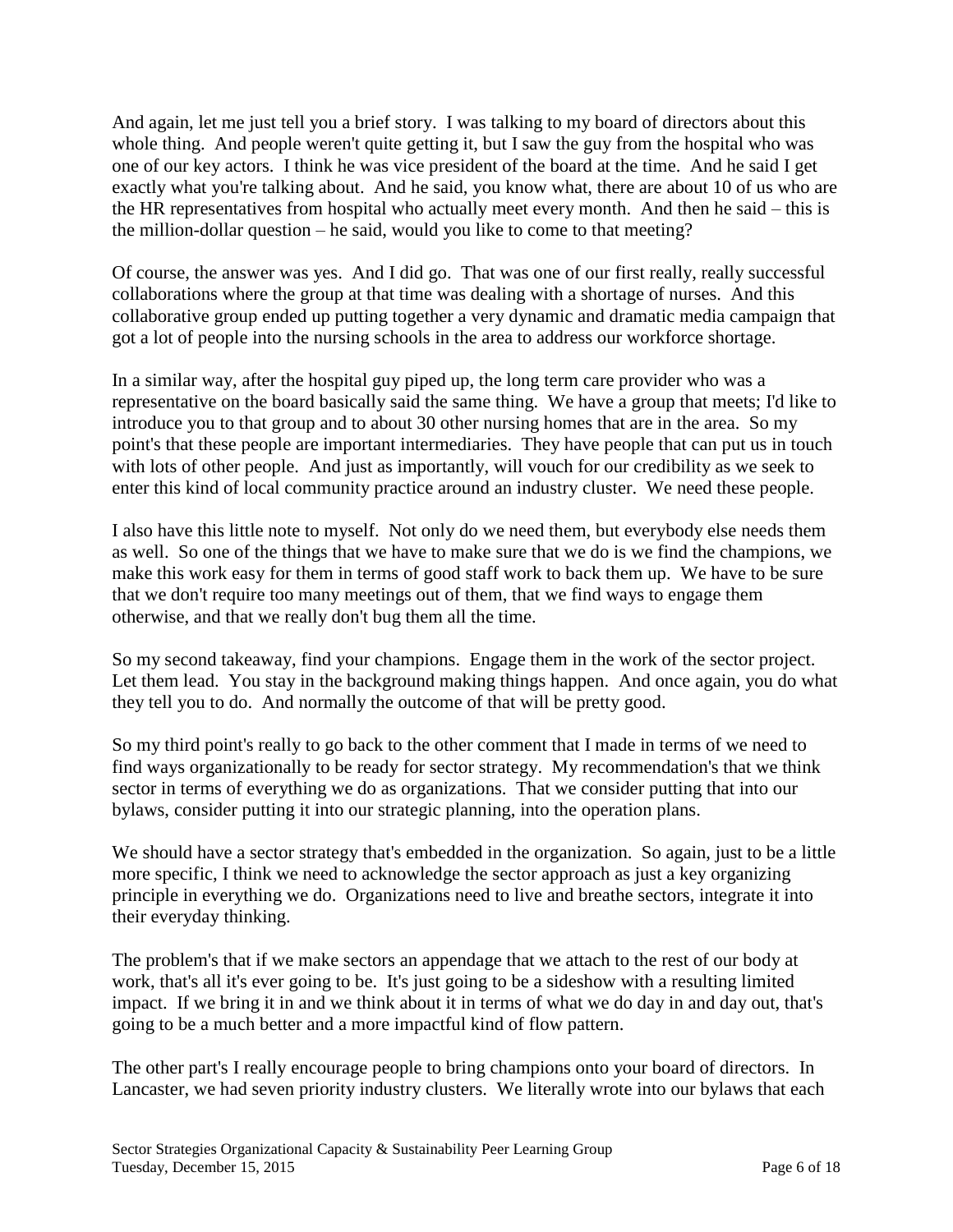And again, let me just tell you a brief story. I was talking to my board of directors about this whole thing. And people weren't quite getting it, but I saw the guy from the hospital who was one of our key actors. I think he was vice president of the board at the time. And he said I get exactly what you're talking about. And he said, you know what, there are about 10 of us who are the HR representatives from hospital who actually meet every month. And then he said – this is the million-dollar question – he said, would you like to come to that meeting?

Of course, the answer was yes. And I did go. That was one of our first really, really successful collaborations where the group at that time was dealing with a shortage of nurses. And this collaborative group ended up putting together a very dynamic and dramatic media campaign that got a lot of people into the nursing schools in the area to address our workforce shortage.

In a similar way, after the hospital guy piped up, the long term care provider who was a representative on the board basically said the same thing. We have a group that meets; I'd like to introduce you to that group and to about 30 other nursing homes that are in the area. So my point's that these people are important intermediaries. They have people that can put us in touch with lots of other people. And just as importantly, will vouch for our credibility as we seek to enter this kind of local community practice around an industry cluster. We need these people.

I also have this little note to myself. Not only do we need them, but everybody else needs them as well. So one of the things that we have to make sure that we do is we find the champions, we make this work easy for them in terms of good staff work to back them up. We have to be sure that we don't require too many meetings out of them, that we find ways to engage them otherwise, and that we really don't bug them all the time.

So my second takeaway, find your champions. Engage them in the work of the sector project. Let them lead. You stay in the background making things happen. And once again, you do what they tell you to do. And normally the outcome of that will be pretty good.

So my third point's really to go back to the other comment that I made in terms of we need to find ways organizationally to be ready for sector strategy. My recommendation's that we think sector in terms of everything we do as organizations. That we consider putting that into our bylaws, consider putting it into our strategic planning, into the operation plans.

We should have a sector strategy that's embedded in the organization. So again, just to be a little more specific, I think we need to acknowledge the sector approach as just a key organizing principle in everything we do. Organizations need to live and breathe sectors, integrate it into their everyday thinking.

The problem's that if we make sectors an appendage that we attach to the rest of our body at work, that's all it's ever going to be. It's just going to be a sideshow with a resulting limited impact. If we bring it in and we think about it in terms of what we do day in and day out, that's going to be a much better and a more impactful kind of flow pattern.

The other part's I really encourage people to bring champions onto your board of directors. In Lancaster, we had seven priority industry clusters. We literally wrote into our bylaws that each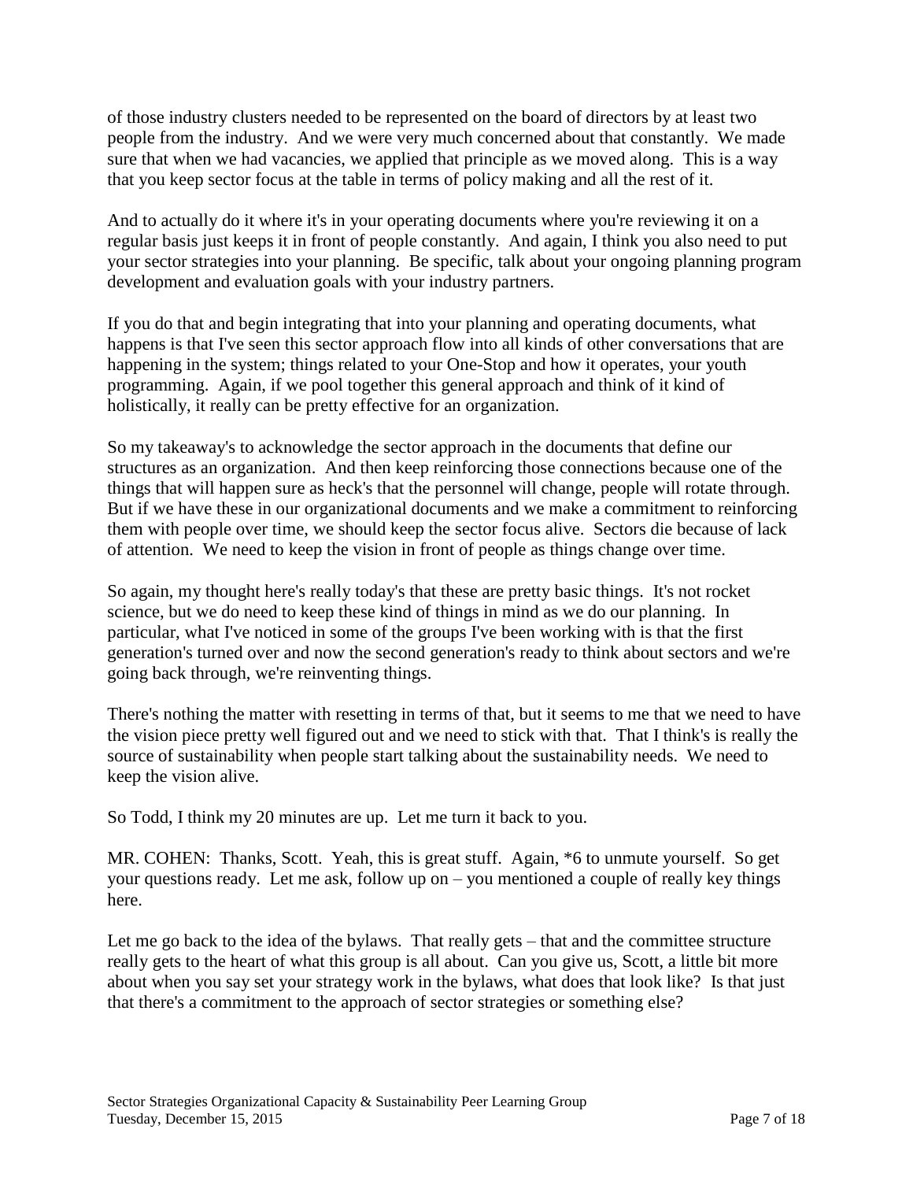of those industry clusters needed to be represented on the board of directors by at least two people from the industry. And we were very much concerned about that constantly. We made sure that when we had vacancies, we applied that principle as we moved along. This is a way that you keep sector focus at the table in terms of policy making and all the rest of it.

And to actually do it where it's in your operating documents where you're reviewing it on a regular basis just keeps it in front of people constantly. And again, I think you also need to put your sector strategies into your planning. Be specific, talk about your ongoing planning program development and evaluation goals with your industry partners.

If you do that and begin integrating that into your planning and operating documents, what happens is that I've seen this sector approach flow into all kinds of other conversations that are happening in the system; things related to your One-Stop and how it operates, your youth programming. Again, if we pool together this general approach and think of it kind of holistically, it really can be pretty effective for an organization.

So my takeaway's to acknowledge the sector approach in the documents that define our structures as an organization. And then keep reinforcing those connections because one of the things that will happen sure as heck's that the personnel will change, people will rotate through. But if we have these in our organizational documents and we make a commitment to reinforcing them with people over time, we should keep the sector focus alive. Sectors die because of lack of attention. We need to keep the vision in front of people as things change over time.

So again, my thought here's really today's that these are pretty basic things. It's not rocket science, but we do need to keep these kind of things in mind as we do our planning. In particular, what I've noticed in some of the groups I've been working with is that the first generation's turned over and now the second generation's ready to think about sectors and we're going back through, we're reinventing things.

There's nothing the matter with resetting in terms of that, but it seems to me that we need to have the vision piece pretty well figured out and we need to stick with that. That I think's is really the source of sustainability when people start talking about the sustainability needs. We need to keep the vision alive.

So Todd, I think my 20 minutes are up. Let me turn it back to you.

MR. COHEN: Thanks, Scott. Yeah, this is great stuff. Again, *6 to unmute yourself. So get your questions ready. Let me ask, follow up on – you mentioned a couple of really key things here.

Let me go back to the idea of the bylaws. That really gets – that and the committee structure really gets to the heart of what this group is all about. Can you give us, Scott, a little bit more about when you say set your strategy work in the bylaws, what does that look like? Is that just that there's a commitment to the approach of sector strategies or something else?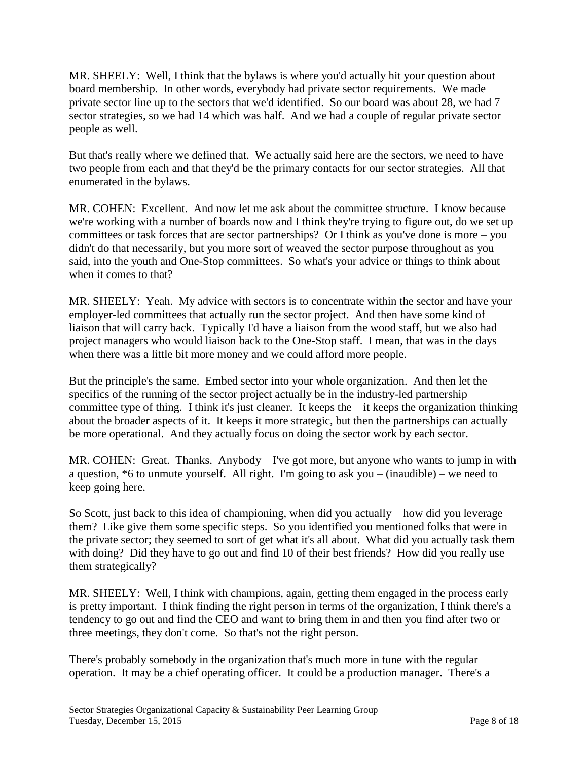MR. SHEELY: Well, I think that the bylaws is where you'd actually hit your question about board membership. In other words, everybody had private sector requirements. We made private sector line up to the sectors that we'd identified. So our board was about 28, we had 7 sector strategies, so we had 14 which was half. And we had a couple of regular private sector people as well.

But that's really where we defined that. We actually said here are the sectors, we need to have two people from each and that they'd be the primary contacts for our sector strategies. All that enumerated in the bylaws.

MR. COHEN: Excellent. And now let me ask about the committee structure. I know because we're working with a number of boards now and I think they're trying to figure out, do we set up committees or task forces that are sector partnerships? Or I think as you've done is more – you didn't do that necessarily, but you more sort of weaved the sector purpose throughout as you said, into the youth and One-Stop committees. So what's your advice or things to think about when it comes to that?

MR. SHEELY: Yeah. My advice with sectors is to concentrate within the sector and have your employer-led committees that actually run the sector project. And then have some kind of liaison that will carry back. Typically I'd have a liaison from the wood staff, but we also had project managers who would liaison back to the One-Stop staff. I mean, that was in the days when there was a little bit more money and we could afford more people.

But the principle's the same. Embed sector into your whole organization. And then let the specifics of the running of the sector project actually be in the industry-led partnership committee type of thing. I think it's just cleaner. It keeps the – it keeps the organization thinking about the broader aspects of it. It keeps it more strategic, but then the partnerships can actually be more operational. And they actually focus on doing the sector work by each sector.

MR. COHEN: Great. Thanks. Anybody – I've got more, but anyone who wants to jump in with a question, *6 to unmute yourself. All right. I'm going to ask you – (inaudible) – we need to keep going here.

So Scott, just back to this idea of championing, when did you actually – how did you leverage them? Like give them some specific steps. So you identified you mentioned folks that were in the private sector; they seemed to sort of get what it's all about. What did you actually task them with doing? Did they have to go out and find 10 of their best friends? How did you really use them strategically?

MR. SHEELY: Well, I think with champions, again, getting them engaged in the process early is pretty important. I think finding the right person in terms of the organization, I think there's a tendency to go out and find the CEO and want to bring them in and then you find after two or three meetings, they don't come. So that's not the right person.

There's probably somebody in the organization that's much more in tune with the regular operation. It may be a chief operating officer. It could be a production manager. There's a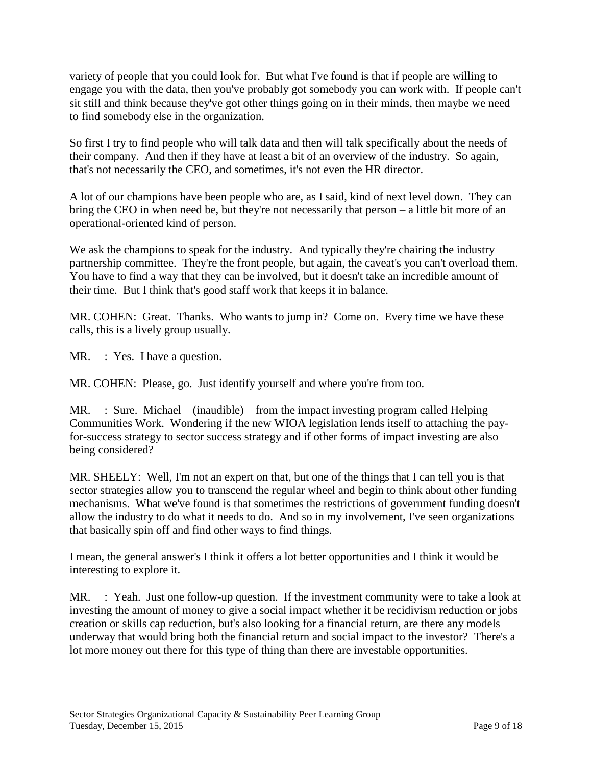variety of people that you could look for. But what I've found is that if people are willing to engage you with the data, then you've probably got somebody you can work with. If people can't sit still and think because they've got other things going on in their minds, then maybe we need to find somebody else in the organization.

So first I try to find people who will talk data and then will talk specifically about the needs of their company. And then if they have at least a bit of an overview of the industry. So again, that's not necessarily the CEO, and sometimes, it's not even the HR director.

A lot of our champions have been people who are, as I said, kind of next level down. They can bring the CEO in when need be, but they're not necessarily that person – a little bit more of an operational-oriented kind of person.

We ask the champions to speak for the industry. And typically they're chairing the industry partnership committee. They're the front people, but again, the caveat's you can't overload them. You have to find a way that they can be involved, but it doesn't take an incredible amount of their time. But I think that's good staff work that keeps it in balance.

MR. COHEN: Great. Thanks. Who wants to jump in? Come on. Every time we have these calls, this is a lively group usually.

MR.  : Yes. I have a question.

MR. COHEN: Please, go. Just identify yourself and where you're from too.

MR.  : Sure. Michael – (inaudible) – from the impact investing program called Helping Communities Work. Wondering if the new WIOA legislation lends itself to attaching the pay-for-success strategy to sector success strategy and if other forms of impact investing are also being considered?

MR. SHEELY: Well, I'm not an expert on that, but one of the things that I can tell you is that sector strategies allow you to transcend the regular wheel and begin to think about other funding mechanisms. What we've found is that sometimes the restrictions of government funding doesn't allow the industry to do what it needs to do. And so in my involvement, I've seen organizations that basically spin off and find other ways to find things.

I mean, the general answer's I think it offers a lot better opportunities and I think it would be interesting to explore it.

MR.  : Yeah. Just one follow-up question. If the investment community were to take a look at investing the amount of money to give a social impact whether it be recidivism reduction or jobs creation or skills cap reduction, but's also looking for a financial return, are there any models underway that would bring both the financial return and social impact to the investor? There's a lot more money out there for this type of thing than there are investable opportunities.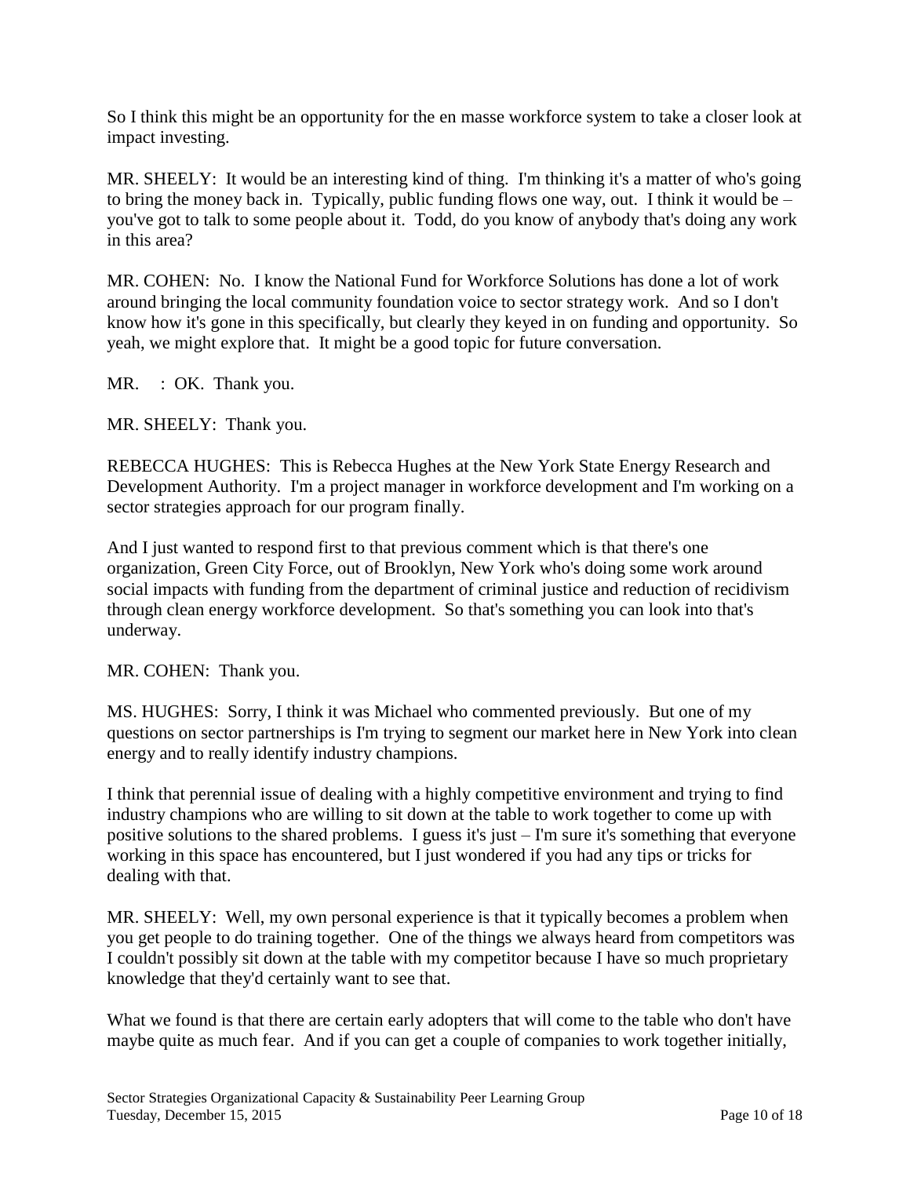So I think this might be an opportunity for the en masse workforce system to take a closer look at impact investing.

MR. SHEELY: It would be an interesting kind of thing. I'm thinking it's a matter of who's going to bring the money back in. Typically, public funding flows one way, out. I think it would be – you've got to talk to some people about it. Todd, do you know of anybody that's doing any work in this area?

MR. COHEN: No. I know the National Fund for Workforce Solutions has done a lot of work around bringing the local community foundation voice to sector strategy work. And so I don't know how it's gone in this specifically, but clearly they keyed in on funding and opportunity. So yeah, we might explore that. It might be a good topic for future conversation.

MR. : OK. Thank you.

MR. SHEELY: Thank you.

REBECCA HUGHES: This is Rebecca Hughes at the New York State Energy Research and Development Authority. I'm a project manager in workforce development and I'm working on a sector strategies approach for our program finally.

And I just wanted to respond first to that previous comment which is that there's one organization, Green City Force, out of Brooklyn, New York who's doing some work around social impacts with funding from the department of criminal justice and reduction of recidivism through clean energy workforce development. So that's something you can look into that's underway.

MR. COHEN: Thank you.

MS. HUGHES: Sorry, I think it was Michael who commented previously. But one of my questions on sector partnerships is I'm trying to segment our market here in New York into clean energy and to really identify industry champions.

I think that perennial issue of dealing with a highly competitive environment and trying to find industry champions who are willing to sit down at the table to work together to come up with positive solutions to the shared problems. I guess it's just – I'm sure it's something that everyone working in this space has encountered, but I just wondered if you had any tips or tricks for dealing with that.

MR. SHEELY: Well, my own personal experience is that it typically becomes a problem when you get people to do training together. One of the things we always heard from competitors was I couldn't possibly sit down at the table with my competitor because I have so much proprietary knowledge that they'd certainly want to see that.

What we found is that there are certain early adopters that will come to the table who don't have maybe quite as much fear. And if you can get a couple of companies to work together initially,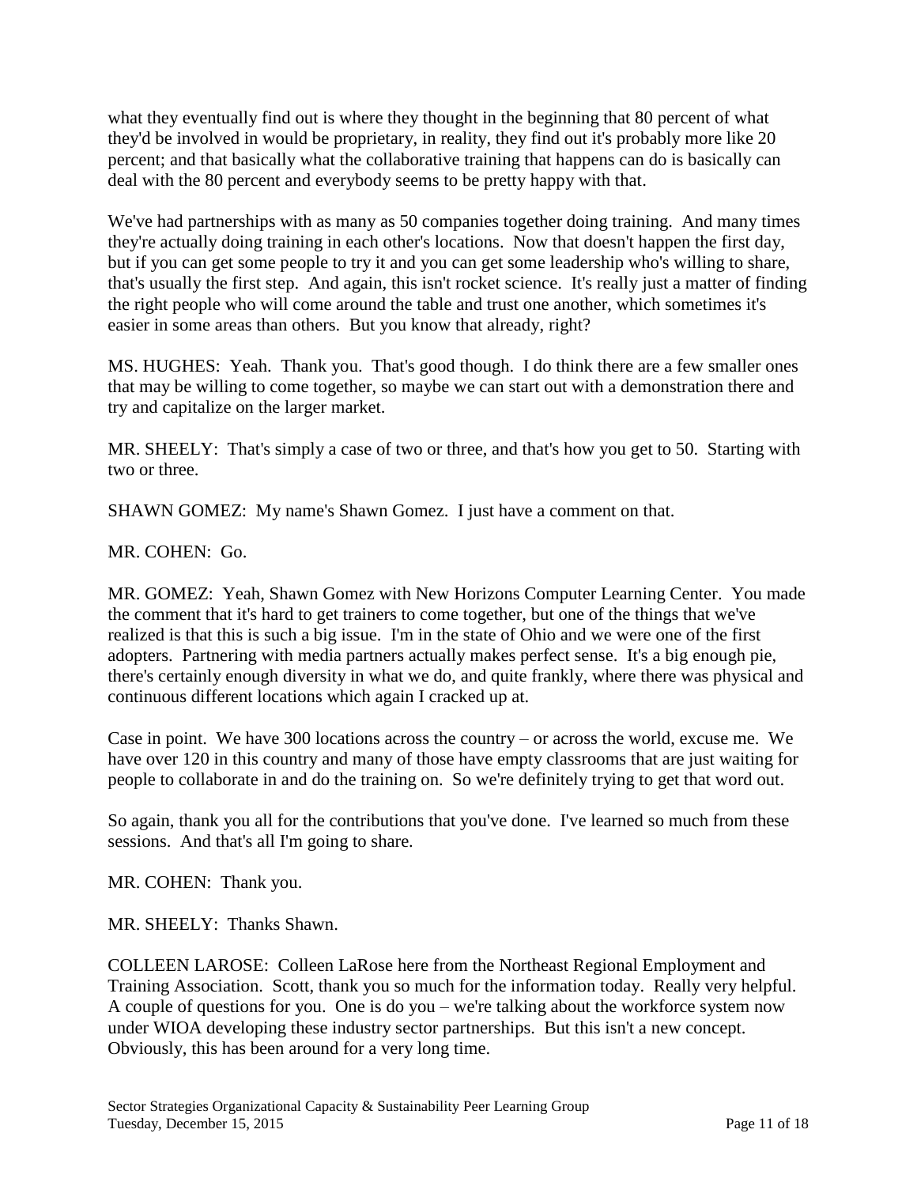what they eventually find out is where they thought in the beginning that 80 percent of what they'd be involved in would be proprietary, in reality, they find out it's probably more like 20 percent; and that basically what the collaborative training that happens can do is basically can deal with the 80 percent and everybody seems to be pretty happy with that.

We've had partnerships with as many as 50 companies together doing training. And many times they're actually doing training in each other's locations. Now that doesn't happen the first day, but if you can get some people to try it and you can get some leadership who's willing to share, that's usually the first step. And again, this isn't rocket science. It's really just a matter of finding the right people who will come around the table and trust one another, which sometimes it's easier in some areas than others. But you know that already, right?

MS. HUGHES: Yeah. Thank you. That's good though. I do think there are a few smaller ones that may be willing to come together, so maybe we can start out with a demonstration there and try and capitalize on the larger market.

MR. SHEELY: That's simply a case of two or three, and that's how you get to 50. Starting with two or three.

SHAWN GOMEZ: My name's Shawn Gomez. I just have a comment on that.

MR. COHEN: Go.

MR. GOMEZ: Yeah, Shawn Gomez with New Horizons Computer Learning Center. You made the comment that it's hard to get trainers to come together, but one of the things that we've realized is that this is such a big issue. I'm in the state of Ohio and we were one of the first adopters. Partnering with media partners actually makes perfect sense. It's a big enough pie, there's certainly enough diversity in what we do, and quite frankly, where there was physical and continuous different locations which again I cracked up at.

Case in point. We have 300 locations across the country – or across the world, excuse me. We have over 120 in this country and many of those have empty classrooms that are just waiting for people to collaborate in and do the training on. So we're definitely trying to get that word out.

So again, thank you all for the contributions that you've done. I've learned so much from these sessions. And that's all I'm going to share.

MR. COHEN: Thank you.

MR. SHEELY: Thanks Shawn.

COLLEEN LAROSE: Colleen LaRose here from the Northeast Regional Employment and Training Association. Scott, thank you so much for the information today. Really very helpful. A couple of questions for you. One is do you – we're talking about the workforce system now under WIOA developing these industry sector partnerships. But this isn't a new concept. Obviously, this has been around for a very long time.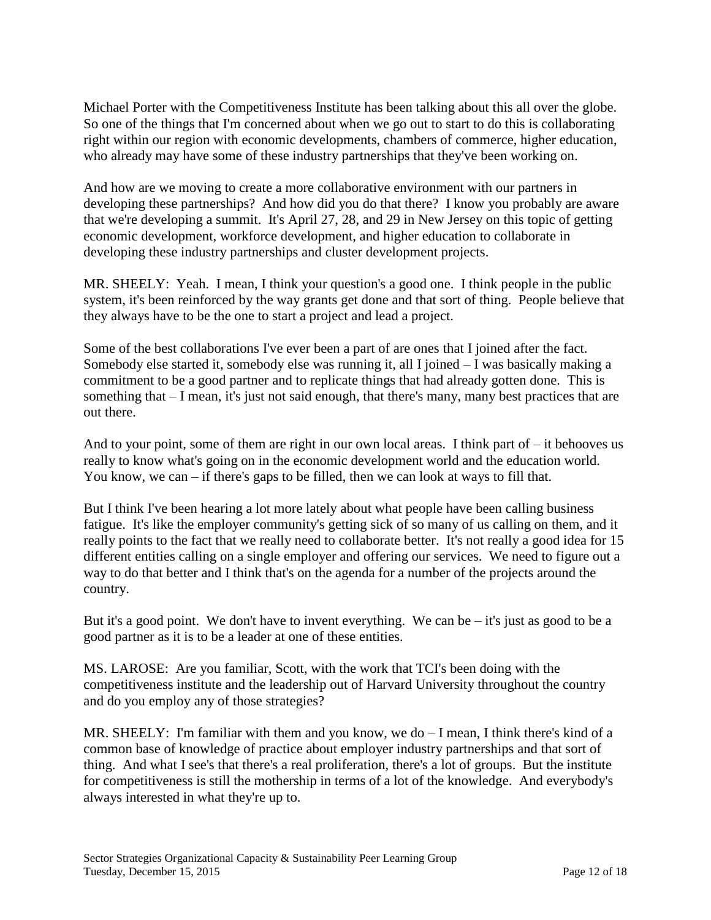Michael Porter with the Competitiveness Institute has been talking about this all over the globe. So one of the things that I'm concerned about when we go out to start to do this is collaborating right within our region with economic developments, chambers of commerce, higher education, who already may have some of these industry partnerships that they've been working on.

And how are we moving to create a more collaborative environment with our partners in developing these partnerships? And how did you do that there? I know you probably are aware that we're developing a summit. It's April 27, 28, and 29 in New Jersey on this topic of getting economic development, workforce development, and higher education to collaborate in developing these industry partnerships and cluster development projects.

MR. SHEELY: Yeah. I mean, I think your question's a good one. I think people in the public system, it's been reinforced by the way grants get done and that sort of thing. People believe that they always have to be the one to start a project and lead a project.

Some of the best collaborations I've ever been a part of are ones that I joined after the fact. Somebody else started it, somebody else was running it, all I joined – I was basically making a commitment to be a good partner and to replicate things that had already gotten done. This is something that – I mean, it's just not said enough, that there's many, many best practices that are out there.

And to your point, some of them are right in our own local areas. I think part of – it behooves us really to know what's going on in the economic development world and the education world. You know, we can – if there's gaps to be filled, then we can look at ways to fill that.

But I think I've been hearing a lot more lately about what people have been calling business fatigue. It's like the employer community's getting sick of so many of us calling on them, and it really points to the fact that we really need to collaborate better. It's not really a good idea for 15 different entities calling on a single employer and offering our services. We need to figure out a way to do that better and I think that's on the agenda for a number of the projects around the country.

But it's a good point. We don't have to invent everything. We can be – it's just as good to be a good partner as it is to be a leader at one of these entities.

MS. LAROSE: Are you familiar, Scott, with the work that TCI's been doing with the competitiveness institute and the leadership out of Harvard University throughout the country and do you employ any of those strategies?

MR. SHEELY: I'm familiar with them and you know, we do – I mean, I think there's kind of a common base of knowledge of practice about employer industry partnerships and that sort of thing. And what I see's that there's a real proliferation, there's a lot of groups. But the institute for competitiveness is still the mothership in terms of a lot of the knowledge. And everybody's always interested in what they're up to.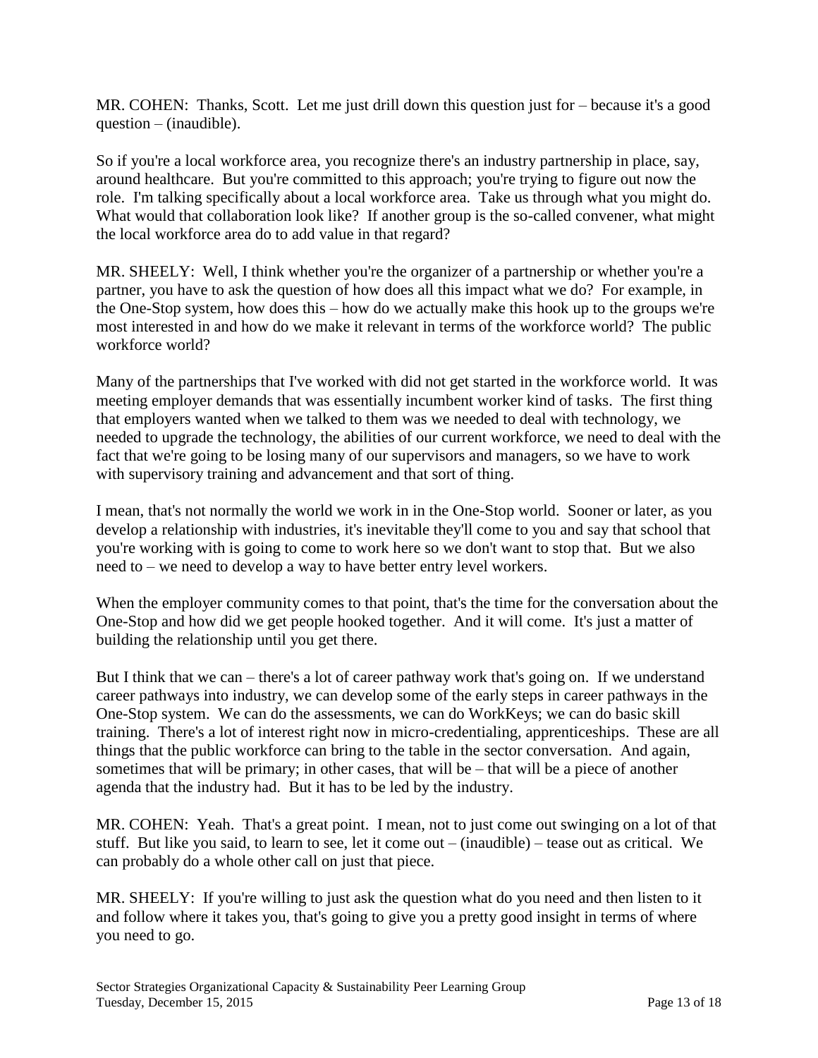MR. COHEN: Thanks, Scott. Let me just drill down this question just for – because it's a good question – (inaudible).

So if you're a local workforce area, you recognize there's an industry partnership in place, say, around healthcare. But you're committed to this approach; you're trying to figure out now the role. I'm talking specifically about a local workforce area. Take us through what you might do. What would that collaboration look like? If another group is the so-called convener, what might the local workforce area do to add value in that regard?

MR. SHEELY: Well, I think whether you're the organizer of a partnership or whether you're a partner, you have to ask the question of how does all this impact what we do? For example, in the One-Stop system, how does this – how do we actually make this hook up to the groups we're most interested in and how do we make it relevant in terms of the workforce world? The public workforce world?

Many of the partnerships that I've worked with did not get started in the workforce world. It was meeting employer demands that was essentially incumbent worker kind of tasks. The first thing that employers wanted when we talked to them was we needed to deal with technology, we needed to upgrade the technology, the abilities of our current workforce, we need to deal with the fact that we're going to be losing many of our supervisors and managers, so we have to work with supervisory training and advancement and that sort of thing.

I mean, that's not normally the world we work in in the One-Stop world. Sooner or later, as you develop a relationship with industries, it's inevitable they'll come to you and say that school that you're working with is going to come to work here so we don't want to stop that. But we also need to – we need to develop a way to have better entry level workers.

When the employer community comes to that point, that's the time for the conversation about the One-Stop and how did we get people hooked together. And it will come. It's just a matter of building the relationship until you get there.

But I think that we can – there's a lot of career pathway work that's going on. If we understand career pathways into industry, we can develop some of the early steps in career pathways in the One-Stop system. We can do the assessments, we can do WorkKeys; we can do basic skill training. There's a lot of interest right now in micro-credentialing, apprenticeships. These are all things that the public workforce can bring to the table in the sector conversation. And again, sometimes that will be primary; in other cases, that will be – that will be a piece of another agenda that the industry had. But it has to be led by the industry.

MR. COHEN: Yeah. That's a great point. I mean, not to just come out swinging on a lot of that stuff. But like you said, to learn to see, let it come out – (inaudible) – tease out as critical. We can probably do a whole other call on just that piece.

MR. SHEELY: If you're willing to just ask the question what do you need and then listen to it and follow where it takes you, that's going to give you a pretty good insight in terms of where you need to go.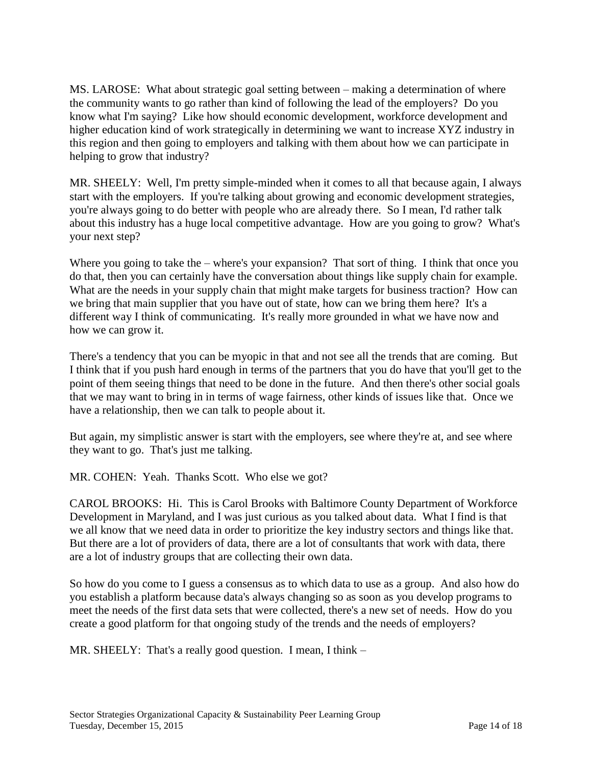MS. LAROSE: What about strategic goal setting between – making a determination of where the community wants to go rather than kind of following the lead of the employers? Do you know what I'm saying? Like how should economic development, workforce development and higher education kind of work strategically in determining we want to increase XYZ industry in this region and then going to employers and talking with them about how we can participate in helping to grow that industry?

MR. SHEELY: Well, I'm pretty simple-minded when it comes to all that because again, I always start with the employers. If you're talking about growing and economic development strategies, you're always going to do better with people who are already there. So I mean, I'd rather talk about this industry has a huge local competitive advantage. How are you going to grow? What's your next step?

Where you going to take the – where's your expansion? That sort of thing. I think that once you do that, then you can certainly have the conversation about things like supply chain for example. What are the needs in your supply chain that might make targets for business traction? How can we bring that main supplier that you have out of state, how can we bring them here? It's a different way I think of communicating. It's really more grounded in what we have now and how we can grow it.

There's a tendency that you can be myopic in that and not see all the trends that are coming. But I think that if you push hard enough in terms of the partners that you do have that you'll get to the point of them seeing things that need to be done in the future. And then there's other social goals that we may want to bring in in terms of wage fairness, other kinds of issues like that. Once we have a relationship, then we can talk to people about it.

But again, my simplistic answer is start with the employers, see where they're at, and see where they want to go. That's just me talking.

MR. COHEN: Yeah. Thanks Scott. Who else we got?

CAROL BROOKS: Hi. This is Carol Brooks with Baltimore County Department of Workforce Development in Maryland, and I was just curious as you talked about data. What I find is that we all know that we need data in order to prioritize the key industry sectors and things like that. But there are a lot of providers of data, there are a lot of consultants that work with data, there are a lot of industry groups that are collecting their own data.

So how do you come to I guess a consensus as to which data to use as a group. And also how do you establish a platform because data's always changing so as soon as you develop programs to meet the needs of the first data sets that were collected, there's a new set of needs. How do you create a good platform for that ongoing study of the trends and the needs of employers?

MR. SHEELY: That's a really good question. I mean, I think –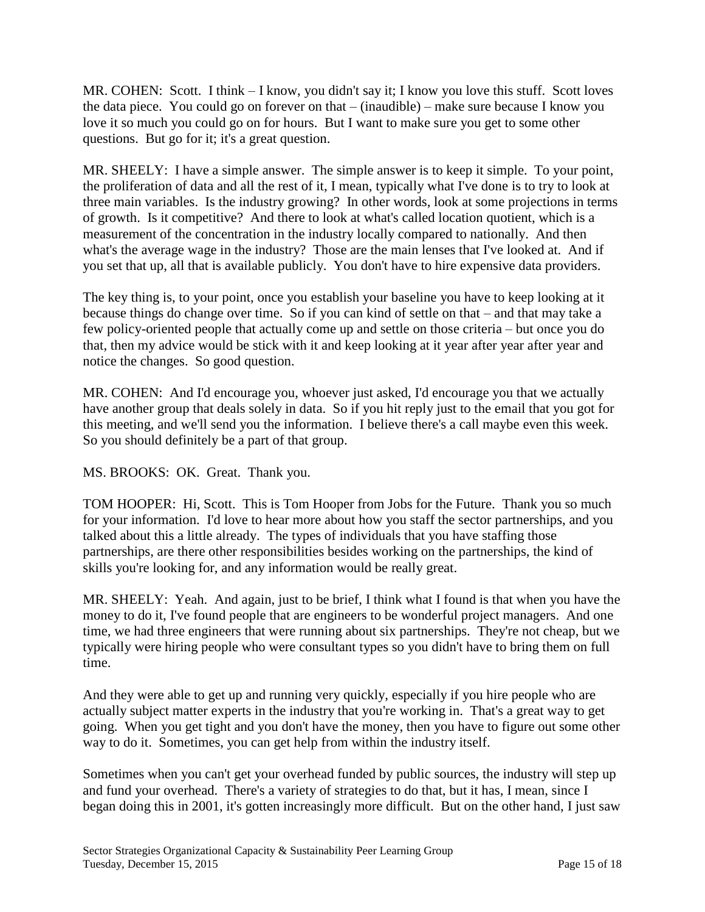MR. COHEN: Scott. I think – I know, you didn't say it; I know you love this stuff. Scott loves the data piece. You could go on forever on that – (inaudible) – make sure because I know you love it so much you could go on for hours. But I want to make sure you get to some other questions. But go for it; it's a great question.

MR. SHEELY: I have a simple answer. The simple answer is to keep it simple. To your point, the proliferation of data and all the rest of it, I mean, typically what I've done is to try to look at three main variables. Is the industry growing? In other words, look at some projections in terms of growth. Is it competitive? And there to look at what's called location quotient, which is a measurement of the concentration in the industry locally compared to nationally. And then what's the average wage in the industry? Those are the main lenses that I've looked at. And if you set that up, all that is available publicly. You don't have to hire expensive data providers.

The key thing is, to your point, once you establish your baseline you have to keep looking at it because things do change over time. So if you can kind of settle on that – and that may take a few policy-oriented people that actually come up and settle on those criteria – but once you do that, then my advice would be stick with it and keep looking at it year after year after year and notice the changes. So good question.

MR. COHEN: And I'd encourage you, whoever just asked, I'd encourage you that we actually have another group that deals solely in data. So if you hit reply just to the email that you got for this meeting, and we'll send you the information. I believe there's a call maybe even this week. So you should definitely be a part of that group.

MS. BROOKS: OK. Great. Thank you.

TOM HOOPER: Hi, Scott. This is Tom Hooper from Jobs for the Future. Thank you so much for your information. I'd love to hear more about how you staff the sector partnerships, and you talked about this a little already. The types of individuals that you have staffing those partnerships, are there other responsibilities besides working on the partnerships, the kind of skills you're looking for, and any information would be really great.

MR. SHEELY: Yeah. And again, just to be brief, I think what I found is that when you have the money to do it, I've found people that are engineers to be wonderful project managers. And one time, we had three engineers that were running about six partnerships. They're not cheap, but we typically were hiring people who were consultant types so you didn't have to bring them on full time.

And they were able to get up and running very quickly, especially if you hire people who are actually subject matter experts in the industry that you're working in. That's a great way to get going. When you get tight and you don't have the money, then you have to figure out some other way to do it. Sometimes, you can get help from within the industry itself.

Sometimes when you can't get your overhead funded by public sources, the industry will step up and fund your overhead. There's a variety of strategies to do that, but it has, I mean, since I began doing this in 2001, it's gotten increasingly more difficult. But on the other hand, I just saw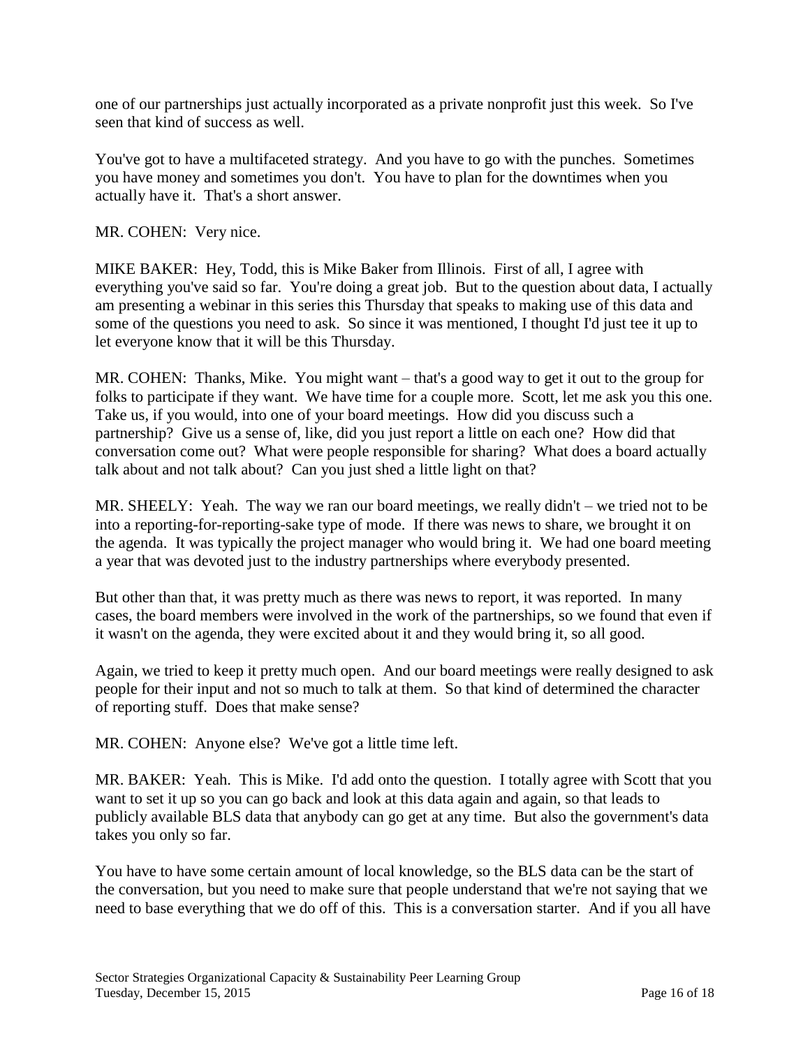one of our partnerships just actually incorporated as a private nonprofit just this week. So I've seen that kind of success as well.

You've got to have a multifaceted strategy. And you have to go with the punches. Sometimes you have money and sometimes you don't. You have to plan for the downtimes when you actually have it. That's a short answer.

MR. COHEN: Very nice.

MIKE BAKER: Hey, Todd, this is Mike Baker from Illinois. First of all, I agree with everything you've said so far. You're doing a great job. But to the question about data, I actually am presenting a webinar in this series this Thursday that speaks to making use of this data and some of the questions you need to ask. So since it was mentioned, I thought I'd just tee it up to let everyone know that it will be this Thursday.

MR. COHEN: Thanks, Mike. You might want – that's a good way to get it out to the group for folks to participate if they want. We have time for a couple more. Scott, let me ask you this one. Take us, if you would, into one of your board meetings. How did you discuss such a partnership? Give us a sense of, like, did you just report a little on each one? How did that conversation come out? What were people responsible for sharing? What does a board actually talk about and not talk about? Can you just shed a little light on that?

MR. SHEELY: Yeah. The way we ran our board meetings, we really didn't – we tried not to be into a reporting-for-reporting-sake type of mode. If there was news to share, we brought it on the agenda. It was typically the project manager who would bring it. We had one board meeting a year that was devoted just to the industry partnerships where everybody presented.

But other than that, it was pretty much as there was news to report, it was reported. In many cases, the board members were involved in the work of the partnerships, so we found that even if it wasn't on the agenda, they were excited about it and they would bring it, so all good.

Again, we tried to keep it pretty much open. And our board meetings were really designed to ask people for their input and not so much to talk at them. So that kind of determined the character of reporting stuff. Does that make sense?

MR. COHEN: Anyone else? We've got a little time left.

MR. BAKER: Yeah. This is Mike. I'd add onto the question. I totally agree with Scott that you want to set it up so you can go back and look at this data again and again, so that leads to publicly available BLS data that anybody can go get at any time. But also the government's data takes you only so far.

You have to have some certain amount of local knowledge, so the BLS data can be the start of the conversation, but you need to make sure that people understand that we're not saying that we need to base everything that we do off of this. This is a conversation starter. And if you all have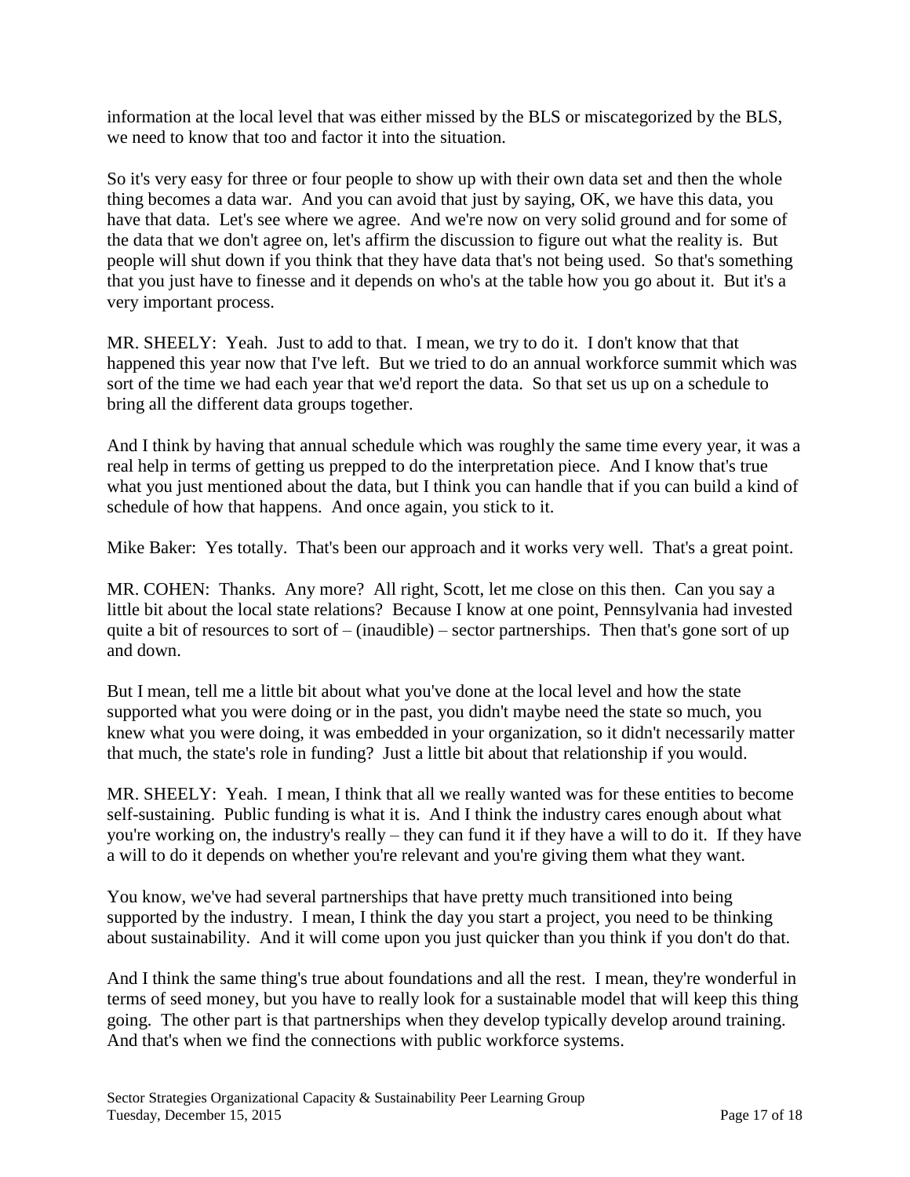information at the local level that was either missed by the BLS or miscategorized by the BLS, we need to know that too and factor it into the situation.

So it's very easy for three or four people to show up with their own data set and then the whole thing becomes a data war. And you can avoid that just by saying, OK, we have this data, you have that data. Let's see where we agree. And we're now on very solid ground and for some of the data that we don't agree on, let's affirm the discussion to figure out what the reality is. But people will shut down if you think that they have data that's not being used. So that's something that you just have to finesse and it depends on who's at the table how you go about it. But it's a very important process.

MR. SHEELY: Yeah. Just to add to that. I mean, we try to do it. I don't know that that happened this year now that I've left. But we tried to do an annual workforce summit which was sort of the time we had each year that we'd report the data. So that set us up on a schedule to bring all the different data groups together.

And I think by having that annual schedule which was roughly the same time every year, it was a real help in terms of getting us prepped to do the interpretation piece. And I know that's true what you just mentioned about the data, but I think you can handle that if you can build a kind of schedule of how that happens. And once again, you stick to it.

Mike Baker: Yes totally. That's been our approach and it works very well. That's a great point.

MR. COHEN: Thanks. Any more? All right, Scott, let me close on this then. Can you say a little bit about the local state relations? Because I know at one point, Pennsylvania had invested quite a bit of resources to sort of – (inaudible) – sector partnerships. Then that's gone sort of up and down.

But I mean, tell me a little bit about what you've done at the local level and how the state supported what you were doing or in the past, you didn't maybe need the state so much, you knew what you were doing, it was embedded in your organization, so it didn't necessarily matter that much, the state's role in funding? Just a little bit about that relationship if you would.

MR. SHEELY: Yeah. I mean, I think that all we really wanted was for these entities to become self-sustaining. Public funding is what it is. And I think the industry cares enough about what you're working on, the industry's really – they can fund it if they have a will to do it. If they have a will to do it depends on whether you're relevant and you're giving them what they want.

You know, we've had several partnerships that have pretty much transitioned into being supported by the industry. I mean, I think the day you start a project, you need to be thinking about sustainability. And it will come upon you just quicker than you think if you don't do that.

And I think the same thing's true about foundations and all the rest. I mean, they're wonderful in terms of seed money, but you have to really look for a sustainable model that will keep this thing going. The other part is that partnerships when they develop typically develop around training. And that's when we find the connections with public workforce systems.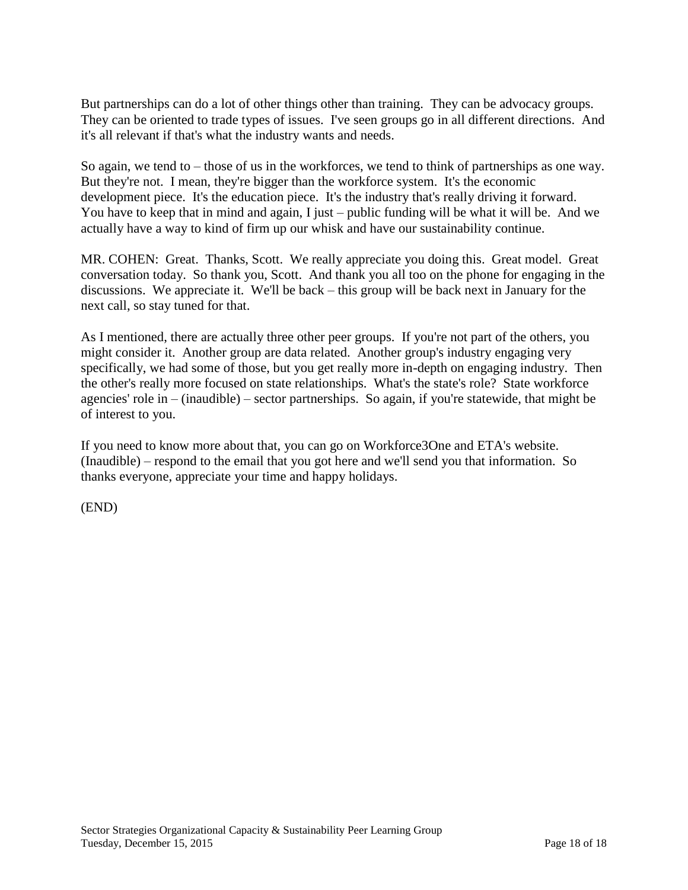But partnerships can do a lot of other things other than training. They can be advocacy groups. They can be oriented to trade types of issues. I've seen groups go in all different directions. And it's all relevant if that's what the industry wants and needs.

So again, we tend to – those of us in the workforces, we tend to think of partnerships as one way. But they're not. I mean, they're bigger than the workforce system. It's the economic development piece. It's the education piece. It's the industry that's really driving it forward. You have to keep that in mind and again, I just – public funding will be what it will be. And we actually have a way to kind of firm up our whisk and have our sustainability continue.

MR. COHEN: Great. Thanks, Scott. We really appreciate you doing this. Great model. Great conversation today. So thank you, Scott. And thank you all too on the phone for engaging in the discussions. We appreciate it. We'll be back – this group will be back next in January for the next call, so stay tuned for that.

As I mentioned, there are actually three other peer groups. If you're not part of the others, you might consider it. Another group are data related. Another group's industry engaging very specifically, we had some of those, but you get really more in-depth on engaging industry. Then the other's really more focused on state relationships. What's the state's role? State workforce agencies' role in – (inaudible) – sector partnerships. So again, if you're statewide, that might be of interest to you.

If you need to know more about that, you can go on Workforce3One and ETA's website. (Inaudible) – respond to the email that you got here and we'll send you that information. So thanks everyone, appreciate your time and happy holidays.

(END)